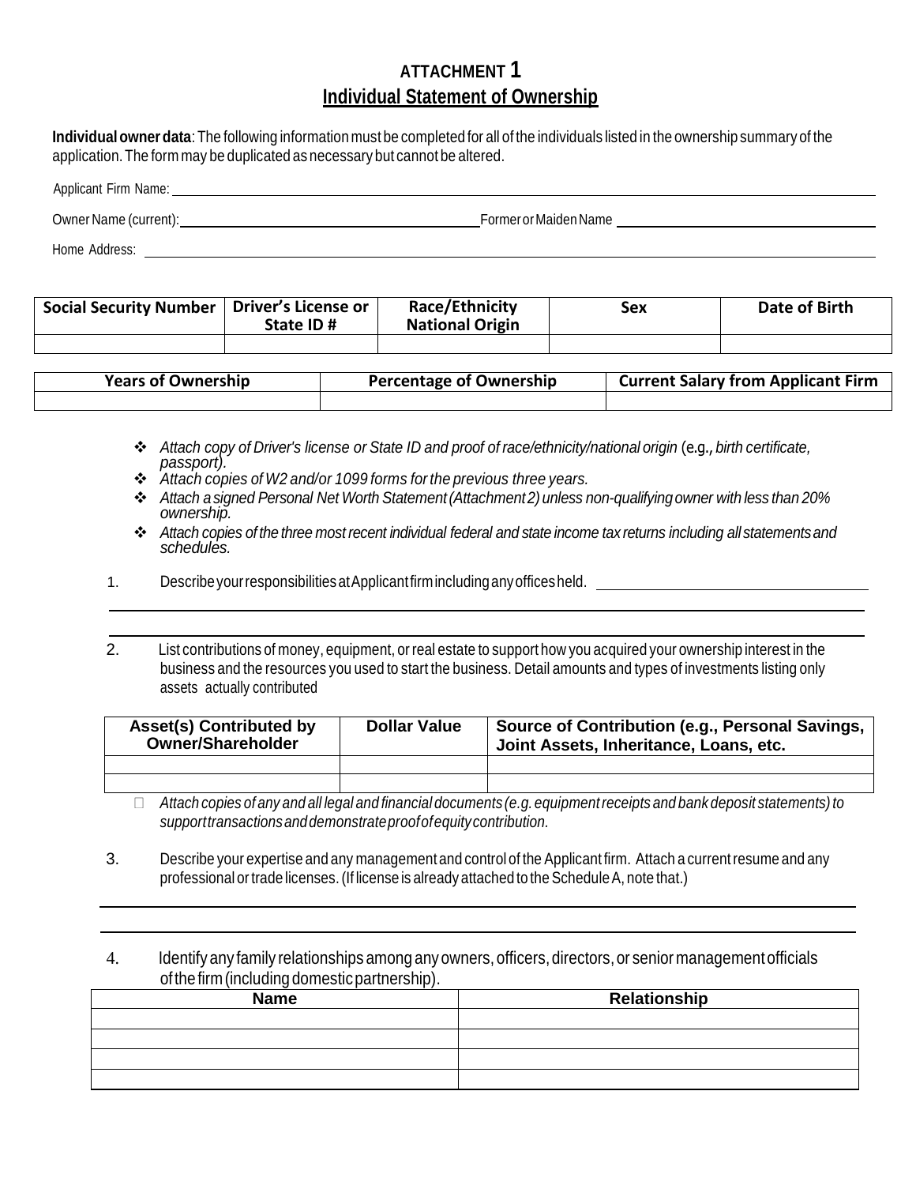# ATTACHMENT 1

## Individual Statement of Ownership

**Individual owner data**: The following information must be completed for all of the individuals listed in the ownership summary of the application. The form may be duplicated as necessary but cannot be altered.

Applicant Firm Name: ______________________________________________

Owner Name (current): ______________________ Former or Maiden Name ______________________

Home Address: ______________________________________________

| Social Security Number | Driver's License or State ID # | Race/Ethnicity National Origin | Sex | Date of Birth |
|---|---|---|---|---|
| | | | | |

| Years of Ownership | Percentage of Ownership | Current Salary from Applicant Firm |
|---|---|---|
| | | |

- *Attach copy of Driver's license or State ID and proof of race/ethnicity/national origin* (e.g., *birth certificate, passport).*
- *Attach copies of W2 and/or 1099 forms for the previous three years.*
- *Attach a signed Personal Net Worth Statement (Attachment 2) unless non-qualifying owner with less than 20% ownership.*
- *Attach copies of the three most recent individual federal and state income tax returns including all statements and schedules.*

1. Describe your responsibilities at Applicant firm including any offices held. ______________________

______________________________________________

______________________________________________

2. List contributions of money, equipment, or real estate to support how you acquired your ownership interest in the business and the resources you used to start the business. Detail amounts and types of investments listing only assets actually contributed

| Asset(s) Contributed by Owner/Shareholder | Dollar Value | Source of Contribution (e.g., Personal Savings, Joint Assets, Inheritance, Loans, etc. |
|---|---|---|
| | | |
| | | |

- *Attach copies of any and all legal and financial documents (e.g. equipment receipts and bank deposit statements) to support transactions and demonstrate proof of equity contribution.*

3. Describe your expertise and any management and control of the Applicant firm. Attach a current resume and any professional or trade licenses. (If license is already attached to the Schedule A, note that.)

______________________________________________

______________________________________________

4. Identify any family relationships among any owners, officers, directors, or senior management officials of the firm (including domestic partnership).

| Name | Relationship |
|---|---|
| | |
| | |
| | |
| | |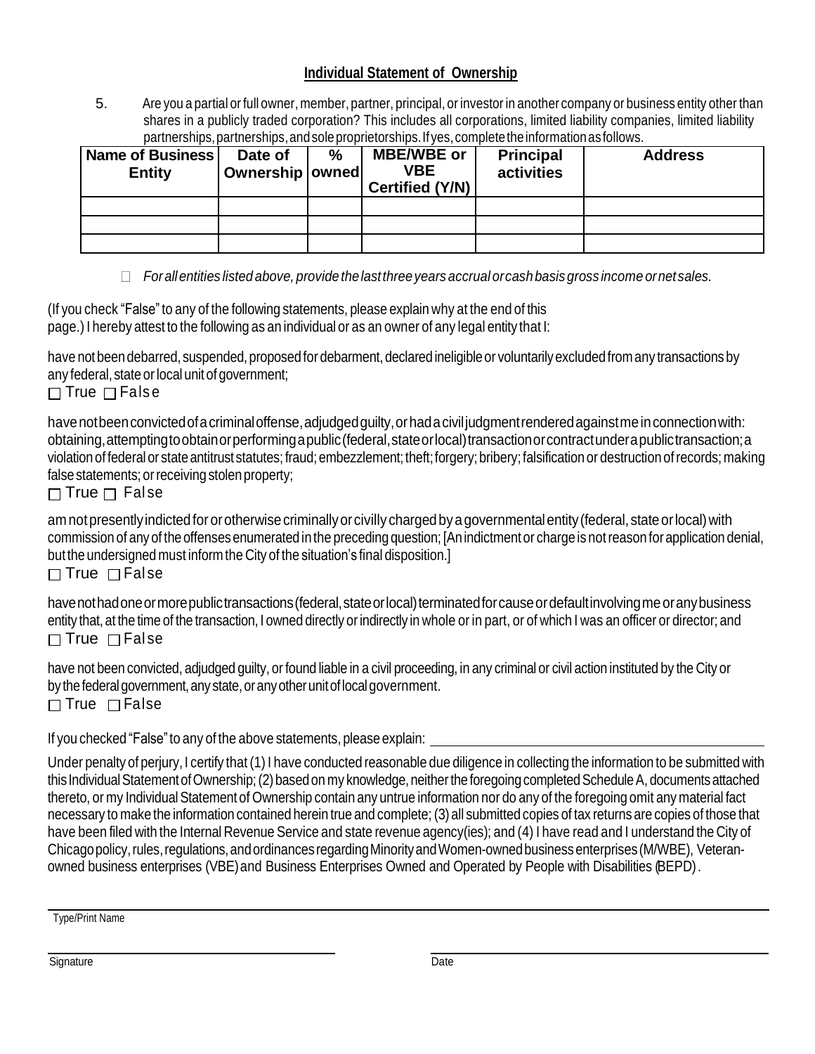## Individual Statement of Ownership

5. Are you a partial or full owner, member, partner, principal, or investor in another company or business entity other than shares in a publicly traded corporation? This includes all corporations, limited liability companies, limited liability partnerships, partnerships, and sole proprietorships. If yes, complete the information as follows.

| Name of Business Entity | Date of Ownership | % owned | MBE/WBE or VBE Certified (Y/N) | Principal activities | Address |
|---|---|---|---|---|---|
| | | | | | |
| | | | | | |
| | | | | | |

☐ *For all entities listed above, provide the last three years accrual or cash basis gross income or net sales.*

(If you check "False" to any of the following statements, please explain why at the end of this page.) I hereby attest to the following as an individual or as an owner of any legal entity that I:

have not been debarred, suspended, proposed for debarment, declared ineligible or voluntarily excluded from any transactions by any federal, state or local unit of government;

☐ True ☐ False

have not been convicted of a criminal offense, adjudged guilty, or had a civil judgment rendered against me in connection with: obtaining, attempting to obtain or performing a public (federal, state or local) transaction or contract under a public transaction; a violation of federal or state antitrust statutes; fraud; embezzlement; theft; forgery; bribery; falsification or destruction of records; making false statements; or receiving stolen property;

☐ True ☐ False

am not presently indicted for or otherwise criminally or civilly charged by a governmental entity (federal, state or local) with commission of any of the offenses enumerated in the preceding question; [An indictment or charge is not reason for application denial, but the undersigned must inform the City of the situation's final disposition.]

☐ True ☐ False

have not had one or more public transactions (federal, state or local) terminated for cause or default involving me or any business entity that, at the time of the transaction, I owned directly or indirectly in whole or in part, or of which I was an officer or director; and

☐ True ☐ False

have not been convicted, adjudged guilty, or found liable in a civil proceeding, in any criminal or civil action instituted by the City or by the federal government, any state, or any other unit of local government.

☐ True ☐ False

If you checked "False" to any of the above statements, please explain: ______________________________

Under penalty of perjury, I certify that (1) I have conducted reasonable due diligence in collecting the information to be submitted with this Individual Statement of Ownership; (2) based on my knowledge, neither the foregoing completed Schedule A, documents attached thereto, or my Individual Statement of Ownership contain any untrue information nor do any of the foregoing omit any material fact necessary to make the information contained herein true and complete; (3) all submitted copies of tax returns are copies of those that have been filed with the Internal Revenue Service and state revenue agency(ies); and (4) I have read and I understand the City of Chicago policy, rules, regulations, and ordinances regarding Minority and Women-owned business enterprises (M/WBE), Veteran-owned business enterprises (VBE) and Business Enterprises Owned and Operated by People with Disabilities (BEPD).

______________________________
Type/Print Name

______________________________ ______________________________
Signature Date